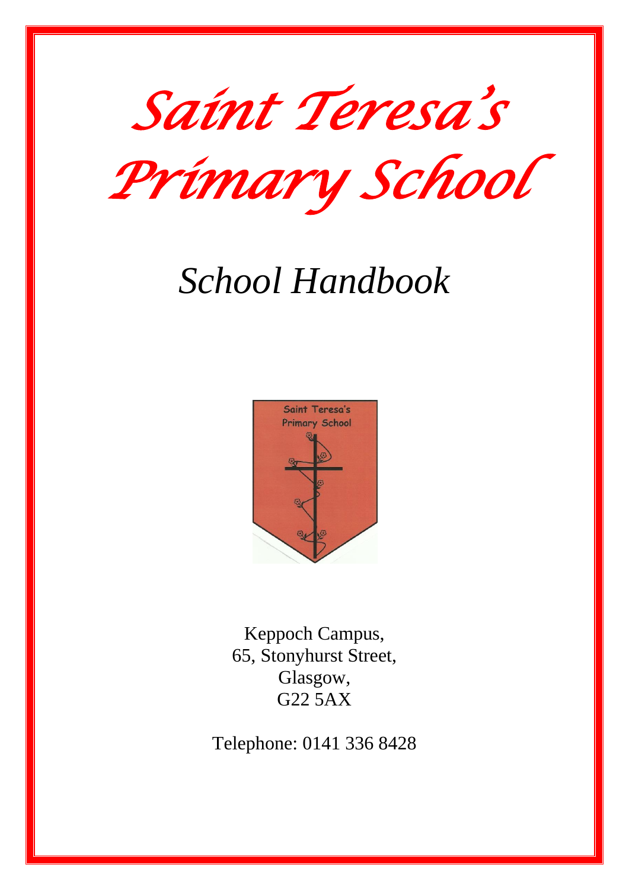# Saint Teresa's Primary School

## *School Handbook*

Keppoch Campus,
65, Stonyhurst Street,
Glasgow,
G22 5AX

Telephone: 0141 336 8428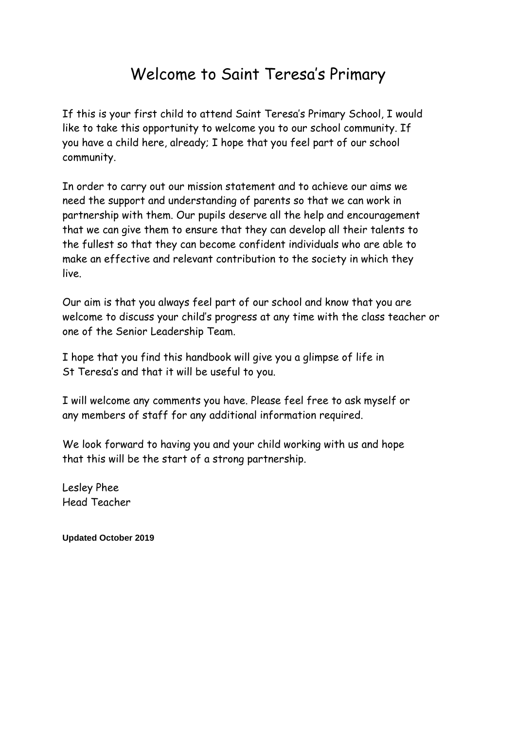# Welcome to Saint Teresa's Primary

If this is your first child to attend Saint Teresa's Primary School, I would like to take this opportunity to welcome you to our school community. If you have a child here, already; I hope that you feel part of our school community.

In order to carry out our mission statement and to achieve our aims we need the support and understanding of parents so that we can work in partnership with them. Our pupils deserve all the help and encouragement that we can give them to ensure that they can develop all their talents to the fullest so that they can become confident individuals who are able to make an effective and relevant contribution to the society in which they live.

Our aim is that you always feel part of our school and know that you are welcome to discuss your child's progress at any time with the class teacher or one of the Senior Leadership Team.

I hope that you find this handbook will give you a glimpse of life in St Teresa's and that it will be useful to you.

I will welcome any comments you have. Please feel free to ask myself or any members of staff for any additional information required.

We look forward to having you and your child working with us and hope that this will be the start of a strong partnership.

Lesley Phee
Head Teacher

**Updated October 2019**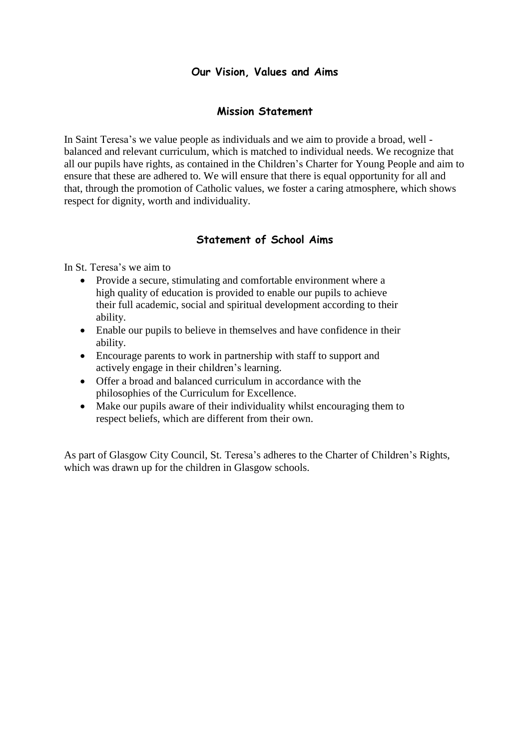## Our Vision, Values and Aims

### Mission Statement

In Saint Teresa's we value people as individuals and we aim to provide a broad, well - balanced and relevant curriculum, which is matched to individual needs. We recognize that all our pupils have rights, as contained in the Children's Charter for Young People and aim to ensure that these are adhered to. We will ensure that there is equal opportunity for all and that, through the promotion of Catholic values, we foster a caring atmosphere, which shows respect for dignity, worth and individuality.

### Statement of School Aims

In St. Teresa's we aim to

- Provide a secure, stimulating and comfortable environment where a high quality of education is provided to enable our pupils to achieve their full academic, social and spiritual development according to their ability.
- Enable our pupils to believe in themselves and have confidence in their ability.
- Encourage parents to work in partnership with staff to support and actively engage in their children's learning.
- Offer a broad and balanced curriculum in accordance with the philosophies of the Curriculum for Excellence.
- Make our pupils aware of their individuality whilst encouraging them to respect beliefs, which are different from their own.

As part of Glasgow City Council, St. Teresa's adheres to the Charter of Children's Rights, which was drawn up for the children in Glasgow schools.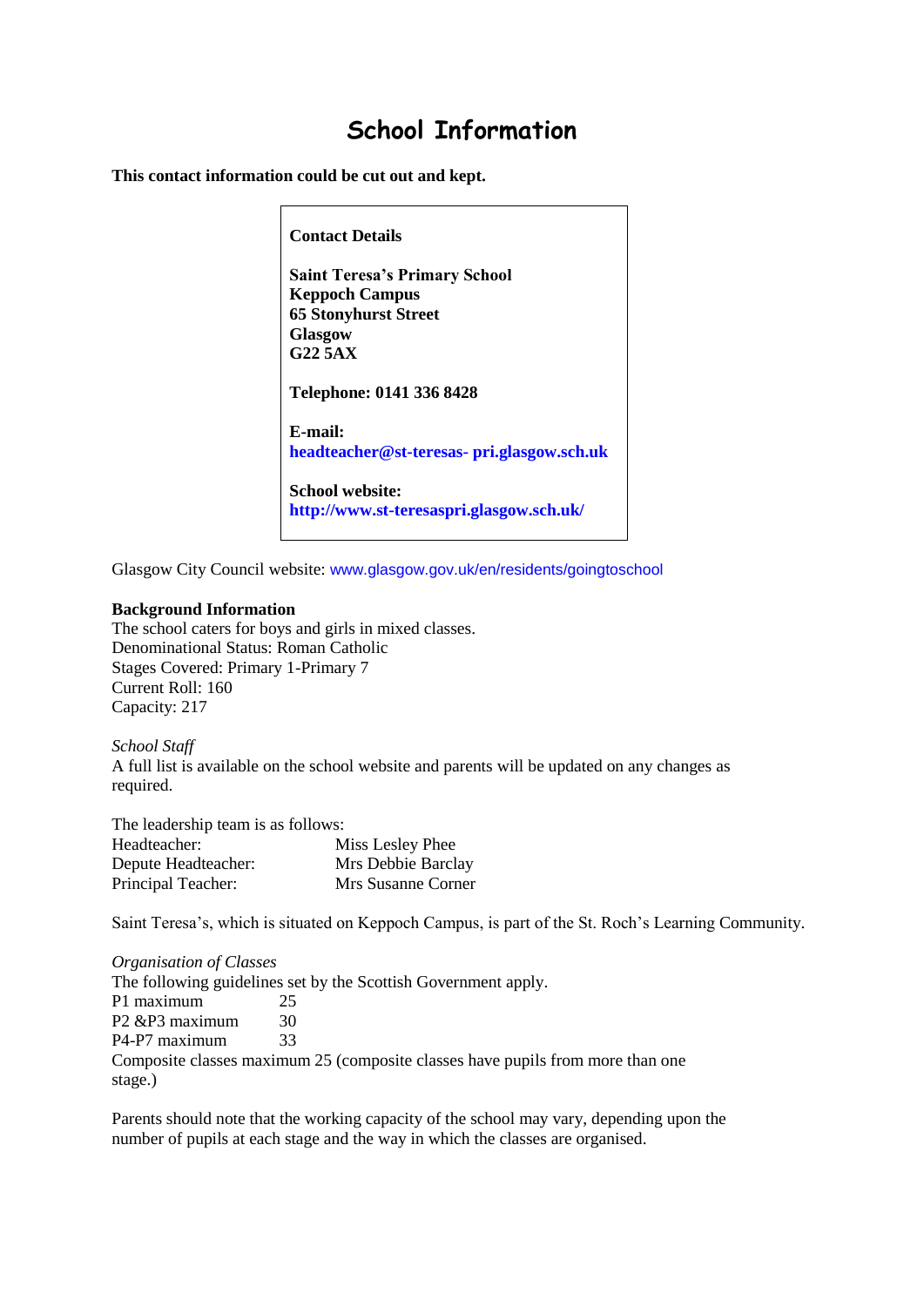# School Information

**This contact information could be cut out and kept.**

**Contact Details**

**Saint Teresa's Primary School**
**Keppoch Campus**
**65 Stonyhurst Street**
**Glasgow**
**G22 5AX**

**Telephone: 0141 336 8428**

**E-mail:**
**headteacher@st-teresas- pri.glasgow.sch.uk**

**School website:**
**http://www.st-teresaspri.glasgow.sch.uk/**

Glasgow City Council website: www.glasgow.gov.uk/en/residents/goingtoschool

**Background Information**
The school caters for boys and girls in mixed classes.
Denominational Status: Roman Catholic
Stages Covered: Primary 1-Primary 7
Current Roll: 160
Capacity: 217

*School Staff*
A full list is available on the school website and parents will be updated on any changes as required.

The leadership team is as follows:

| | |
|---|---|
| Headteacher: | Miss Lesley Phee |
| Depute Headteacher: | Mrs Debbie Barclay |
| Principal Teacher: | Mrs Susanne Corner |

Saint Teresa's, which is situated on Keppoch Campus, is part of the St. Roch's Learning Community.

*Organisation of Classes*
The following guidelines set by the Scottish Government apply.

| | |
|---|---|
| P1 maximum | 25 |
| P2 &P3 maximum | 30 |
| P4-P7 maximum | 33 |

Composite classes maximum 25 (composite classes have pupils from more than one stage.)

Parents should note that the working capacity of the school may vary, depending upon the number of pupils at each stage and the way in which the classes are organised.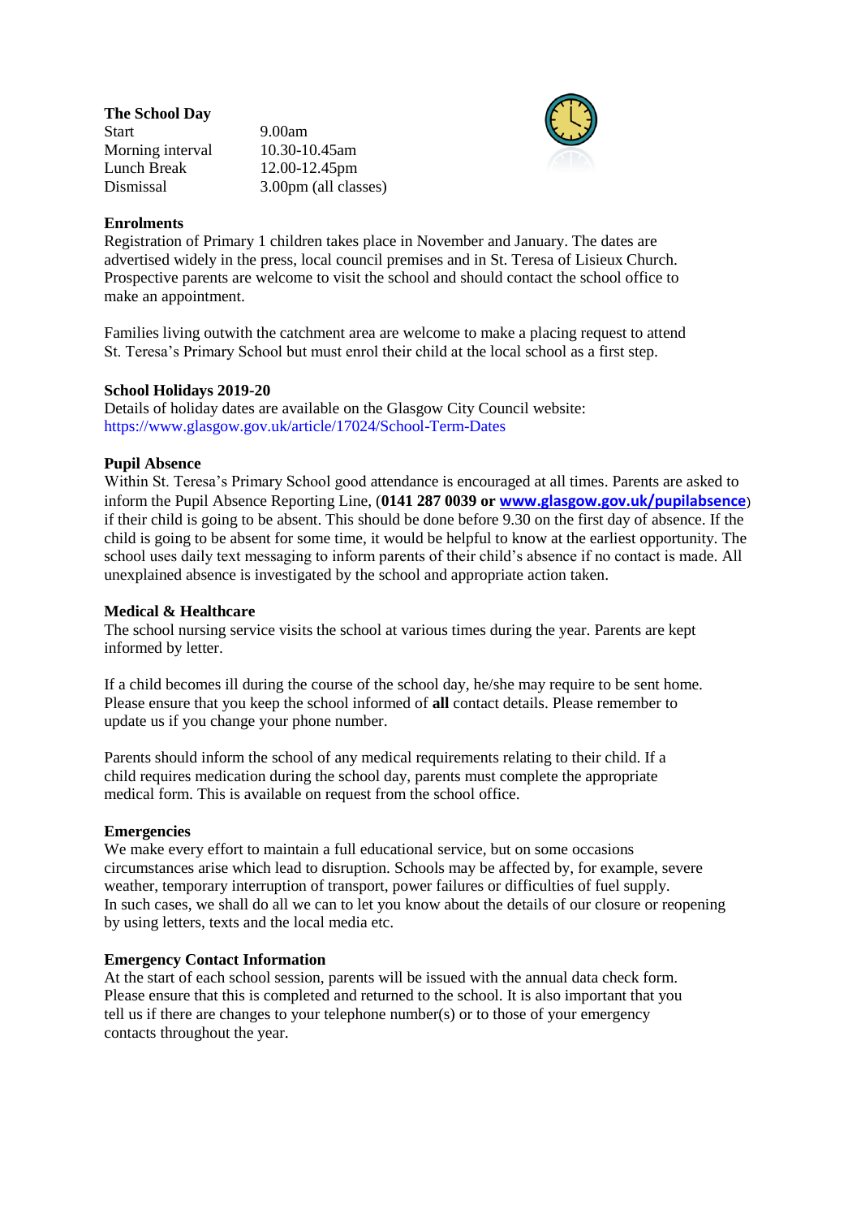**The School Day**

| | |
|---|---|
| Start | 9.00am |
| Morning interval | 10.30-10.45am |
| Lunch Break | 12.00-12.45pm |
| Dismissal | 3.00pm (all classes) |

**Enrolments**

Registration of Primary 1 children takes place in November and January. The dates are advertised widely in the press, local council premises and in St. Teresa of Lisieux Church. Prospective parents are welcome to visit the school and should contact the school office to make an appointment.

Families living outwith the catchment area are welcome to make a placing request to attend St. Teresa's Primary School but must enrol their child at the local school as a first step.

**School Holidays 2019-20**

Details of holiday dates are available on the Glasgow City Council website: https://www.glasgow.gov.uk/article/17024/School-Term-Dates

**Pupil Absence**

Within St. Teresa's Primary School good attendance is encouraged at all times. Parents are asked to inform the Pupil Absence Reporting Line, (**0141 287 0039 or www.glasgow.gov.uk/pupilabsence**) if their child is going to be absent. This should be done before 9.30 on the first day of absence. If the child is going to be absent for some time, it would be helpful to know at the earliest opportunity. The school uses daily text messaging to inform parents of their child's absence if no contact is made. All unexplained absence is investigated by the school and appropriate action taken.

**Medical & Healthcare**

The school nursing service visits the school at various times during the year. Parents are kept informed by letter.

If a child becomes ill during the course of the school day, he/she may require to be sent home. Please ensure that you keep the school informed of **all** contact details. Please remember to update us if you change your phone number.

Parents should inform the school of any medical requirements relating to their child. If a child requires medication during the school day, parents must complete the appropriate medical form. This is available on request from the school office.

**Emergencies**

We make every effort to maintain a full educational service, but on some occasions circumstances arise which lead to disruption. Schools may be affected by, for example, severe weather, temporary interruption of transport, power failures or difficulties of fuel supply. In such cases, we shall do all we can to let you know about the details of our closure or reopening by using letters, texts and the local media etc.

**Emergency Contact Information**

At the start of each school session, parents will be issued with the annual data check form. Please ensure that this is completed and returned to the school. It is also important that you tell us if there are changes to your telephone number(s) or to those of your emergency contacts throughout the year.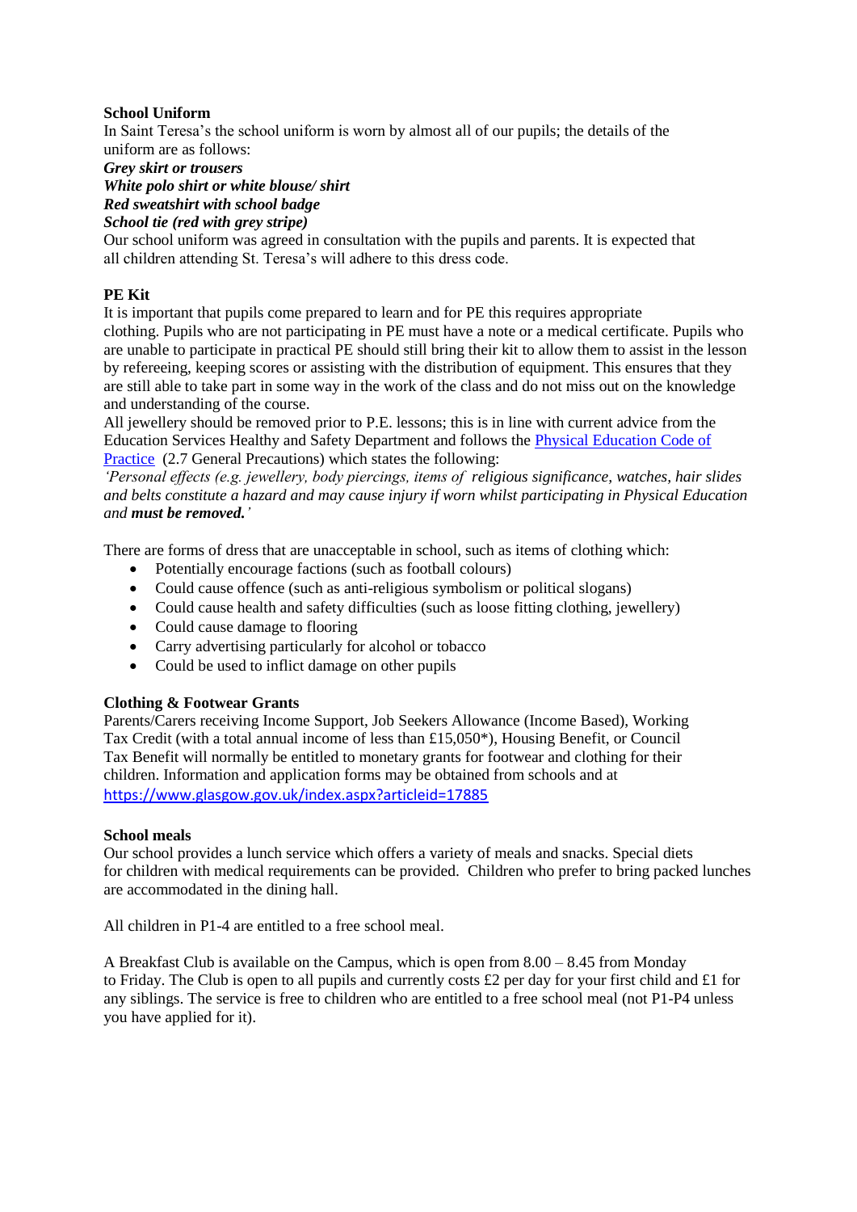**School Uniform**

In Saint Teresa's the school uniform is worn by almost all of our pupils; the details of the uniform are as follows:

***Grey skirt or trousers***
***White polo shirt or white blouse/ shirt***
***Red sweatshirt with school badge***
***School tie (red with grey stripe)***

Our school uniform was agreed in consultation with the pupils and parents. It is expected that all children attending St. Teresa's will adhere to this dress code.

**PE Kit**

It is important that pupils come prepared to learn and for PE this requires appropriate clothing. Pupils who are not participating in PE must have a note or a medical certificate. Pupils who are unable to participate in practical PE should still bring their kit to allow them to assist in the lesson by refereeing, keeping scores or assisting with the distribution of equipment. This ensures that they are still able to take part in some way in the work of the class and do not miss out on the knowledge and understanding of the course.

All jewellery should be removed prior to P.E. lessons; this is in line with current advice from the Education Services Healthy and Safety Department and follows the Physical Education Code of Practice (2.7 General Precautions) which states the following:

*'Personal effects (e.g. jewellery, body piercings, items of religious significance, watches, hair slides and belts constitute a hazard and may cause injury if worn whilst participating in Physical Education and **must be removed.**'*

There are forms of dress that are unacceptable in school, such as items of clothing which:

- Potentially encourage factions (such as football colours)
- Could cause offence (such as anti-religious symbolism or political slogans)
- Could cause health and safety difficulties (such as loose fitting clothing, jewellery)
- Could cause damage to flooring
- Carry advertising particularly for alcohol or tobacco
- Could be used to inflict damage on other pupils

**Clothing & Footwear Grants**

Parents/Carers receiving Income Support, Job Seekers Allowance (Income Based), Working Tax Credit (with a total annual income of less than £15,050*), Housing Benefit, or Council Tax Benefit will normally be entitled to monetary grants for footwear and clothing for their children. Information and application forms may be obtained from schools and at https://www.glasgow.gov.uk/index.aspx?articleid=17885

**School meals**

Our school provides a lunch service which offers a variety of meals and snacks. Special diets for children with medical requirements can be provided. Children who prefer to bring packed lunches are accommodated in the dining hall.

All children in P1-4 are entitled to a free school meal.

A Breakfast Club is available on the Campus, which is open from 8.00 – 8.45 from Monday to Friday. The Club is open to all pupils and currently costs £2 per day for your first child and £1 for any siblings. The service is free to children who are entitled to a free school meal (not P1-P4 unless you have applied for it).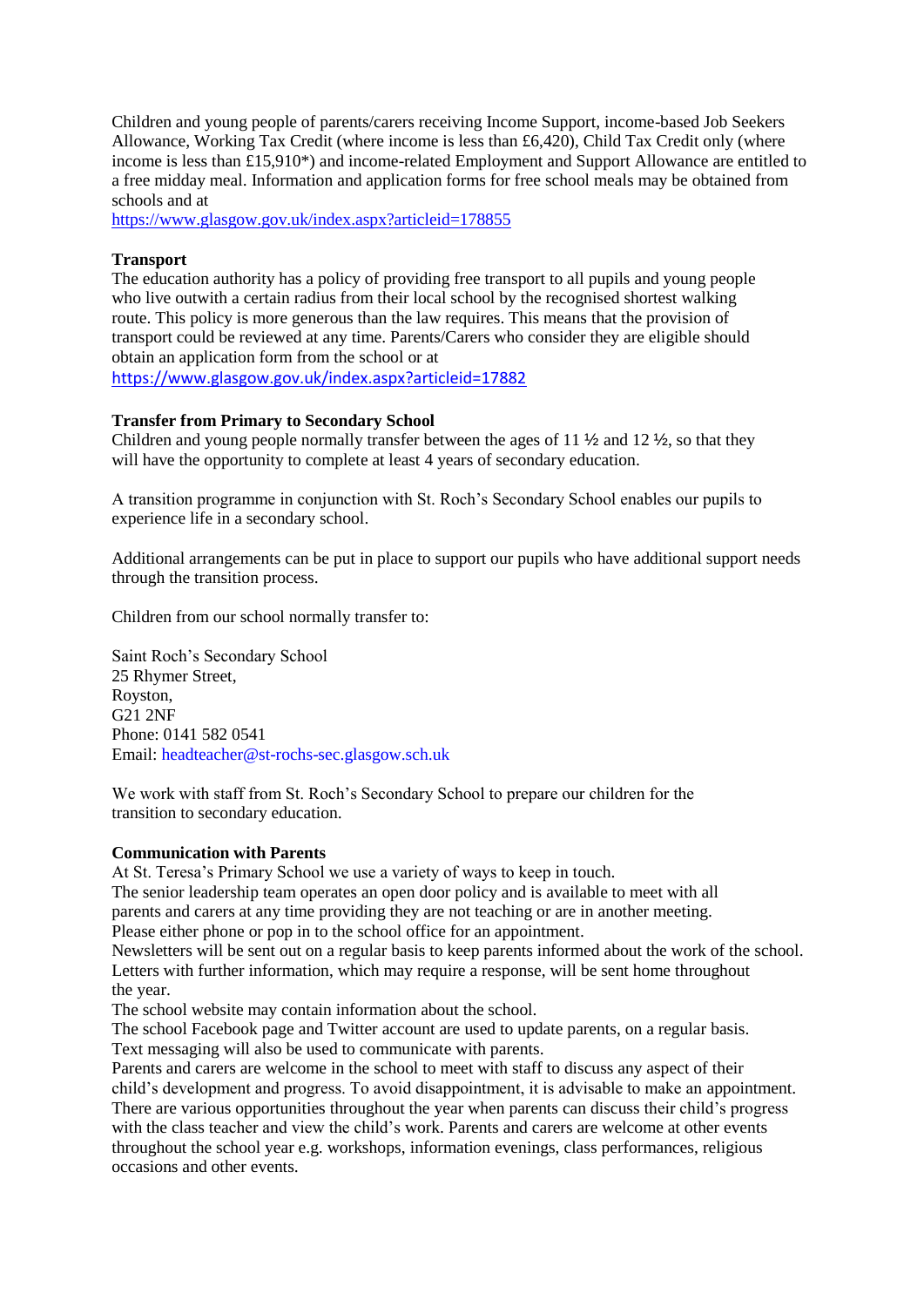Children and young people of parents/carers receiving Income Support, income-based Job Seekers Allowance, Working Tax Credit (where income is less than £6,420), Child Tax Credit only (where income is less than £15,910*) and income-related Employment and Support Allowance are entitled to a free midday meal. Information and application forms for free school meals may be obtained from schools and at
https://www.glasgow.gov.uk/index.aspx?articleid=178855

**Transport**

The education authority has a policy of providing free transport to all pupils and young people who live outwith a certain radius from their local school by the recognised shortest walking route. This policy is more generous than the law requires. This means that the provision of transport could be reviewed at any time. Parents/Carers who consider they are eligible should obtain an application form from the school or at
https://www.glasgow.gov.uk/index.aspx?articleid=17882

**Transfer from Primary to Secondary School**

Children and young people normally transfer between the ages of 11 ½ and 12 ½, so that they will have the opportunity to complete at least 4 years of secondary education.

A transition programme in conjunction with St. Roch's Secondary School enables our pupils to experience life in a secondary school.

Additional arrangements can be put in place to support our pupils who have additional support needs through the transition process.

Children from our school normally transfer to:

Saint Roch's Secondary School
25 Rhymer Street,
Royston,
G21 2NF
Phone: 0141 582 0541
Email: headteacher@st-rochs-sec.glasgow.sch.uk

We work with staff from St. Roch's Secondary School to prepare our children for the transition to secondary education.

**Communication with Parents**

At St. Teresa's Primary School we use a variety of ways to keep in touch.
The senior leadership team operates an open door policy and is available to meet with all parents and carers at any time providing they are not teaching or are in another meeting. Please either phone or pop in to the school office for an appointment.
Newsletters will be sent out on a regular basis to keep parents informed about the work of the school.
Letters with further information, which may require a response, will be sent home throughout the year.
The school website may contain information about the school.
The school Facebook page and Twitter account are used to update parents, on a regular basis.
Text messaging will also be used to communicate with parents.
Parents and carers are welcome in the school to meet with staff to discuss any aspect of their child's development and progress. To avoid disappointment, it is advisable to make an appointment. There are various opportunities throughout the year when parents can discuss their child's progress with the class teacher and view the child's work. Parents and carers are welcome at other events throughout the school year e.g. workshops, information evenings, class performances, religious occasions and other events.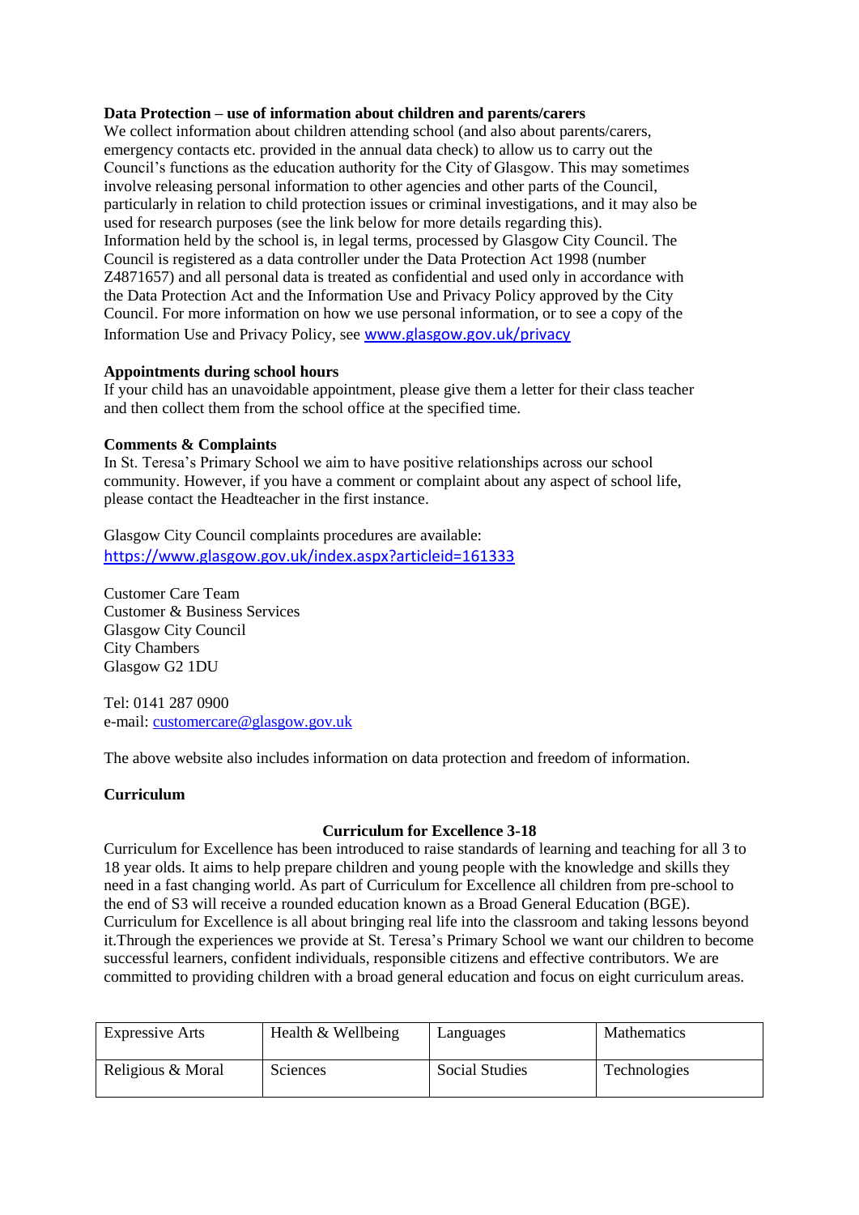**Data Protection – use of information about children and parents/carers**

We collect information about children attending school (and also about parents/carers, emergency contacts etc. provided in the annual data check) to allow us to carry out the Council's functions as the education authority for the City of Glasgow. This may sometimes involve releasing personal information to other agencies and other parts of the Council, particularly in relation to child protection issues or criminal investigations, and it may also be used for research purposes (see the link below for more details regarding this).

Information held by the school is, in legal terms, processed by Glasgow City Council. The Council is registered as a data controller under the Data Protection Act 1998 (number Z4871657) and all personal data is treated as confidential and used only in accordance with the Data Protection Act and the Information Use and Privacy Policy approved by the City Council. For more information on how we use personal information, or to see a copy of the Information Use and Privacy Policy, see www.glasgow.gov.uk/privacy

**Appointments during school hours**

If your child has an unavoidable appointment, please give them a letter for their class teacher and then collect them from the school office at the specified time.

**Comments & Complaints**

In St. Teresa's Primary School we aim to have positive relationships across our school community. However, if you have a comment or complaint about any aspect of school life, please contact the Headteacher in the first instance.

Glasgow City Council complaints procedures are available:
https://www.glasgow.gov.uk/index.aspx?articleid=161333

Customer Care Team
Customer & Business Services
Glasgow City Council
City Chambers
Glasgow G2 1DU

Tel: 0141 287 0900
e-mail: customercare@glasgow.gov.uk

The above website also includes information on data protection and freedom of information.

**Curriculum**

**Curriculum for Excellence 3-18**

Curriculum for Excellence has been introduced to raise standards of learning and teaching for all 3 to 18 year olds. It aims to help prepare children and young people with the knowledge and skills they need in a fast changing world. As part of Curriculum for Excellence all children from pre-school to the end of S3 will receive a rounded education known as a Broad General Education (BGE). Curriculum for Excellence is all about bringing real life into the classroom and taking lessons beyond it.Through the experiences we provide at St. Teresa's Primary School we want our children to become successful learners, confident individuals, responsible citizens and effective contributors. We are committed to providing children with a broad general education and focus on eight curriculum areas.

| Expressive Arts | Health & Wellbeing | Languages | Mathematics |
|---|---|---|---|
| Religious & Moral | Sciences | Social Studies | Technologies |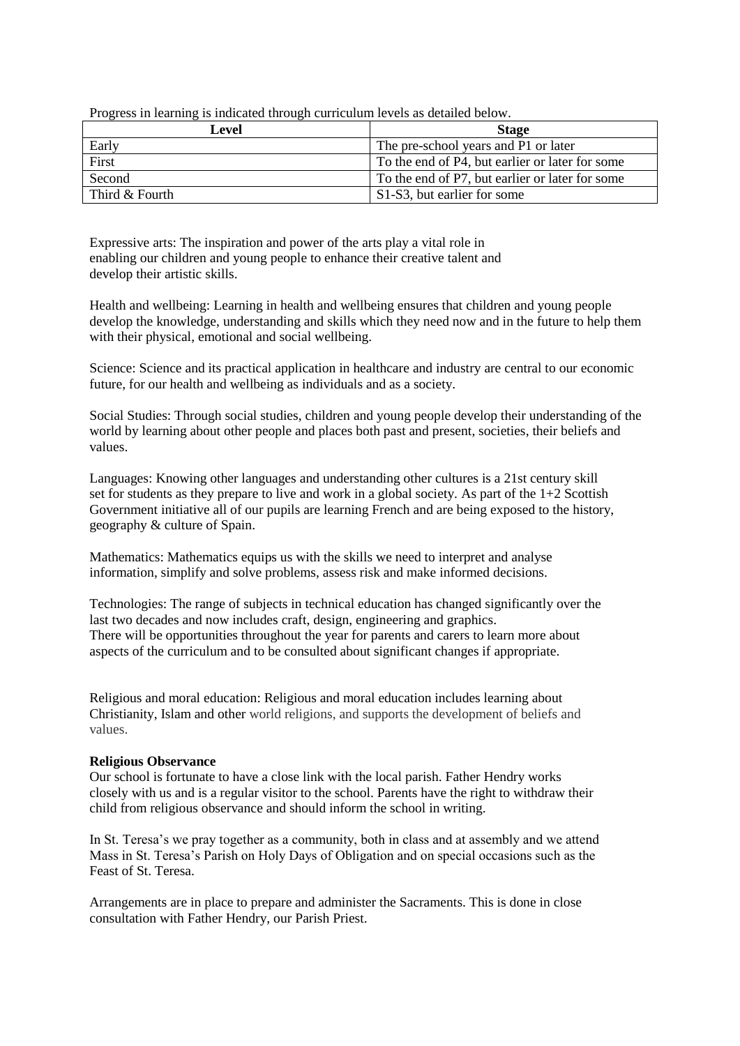Progress in learning is indicated through curriculum levels as detailed below.

| Level | Stage |
|---|---|
| Early | The pre-school years and P1 or later |
| First | To the end of P4, but earlier or later for some |
| Second | To the end of P7, but earlier or later for some |
| Third & Fourth | S1-S3, but earlier for some |

Expressive arts: The inspiration and power of the arts play a vital role in enabling our children and young people to enhance their creative talent and develop their artistic skills.

Health and wellbeing: Learning in health and wellbeing ensures that children and young people develop the knowledge, understanding and skills which they need now and in the future to help them with their physical, emotional and social wellbeing.

Science: Science and its practical application in healthcare and industry are central to our economic future, for our health and wellbeing as individuals and as a society.

Social Studies: Through social studies, children and young people develop their understanding of the world by learning about other people and places both past and present, societies, their beliefs and values.

Languages: Knowing other languages and understanding other cultures is a 21st century skill set for students as they prepare to live and work in a global society. As part of the 1+2 Scottish Government initiative all of our pupils are learning French and are being exposed to the history, geography & culture of Spain.

Mathematics: Mathematics equips us with the skills we need to interpret and analyse information, simplify and solve problems, assess risk and make informed decisions.

Technologies: The range of subjects in technical education has changed significantly over the last two decades and now includes craft, design, engineering and graphics.
There will be opportunities throughout the year for parents and carers to learn more about aspects of the curriculum and to be consulted about significant changes if appropriate.

Religious and moral education: Religious and moral education includes learning about Christianity, Islam and other world religions, and supports the development of beliefs and values.

**Religious Observance**

Our school is fortunate to have a close link with the local parish. Father Hendry works closely with us and is a regular visitor to the school. Parents have the right to withdraw their child from religious observance and should inform the school in writing.

In St. Teresa's we pray together as a community, both in class and at assembly and we attend Mass in St. Teresa's Parish on Holy Days of Obligation and on special occasions such as the Feast of St. Teresa.

Arrangements are in place to prepare and administer the Sacraments. This is done in close consultation with Father Hendry, our Parish Priest.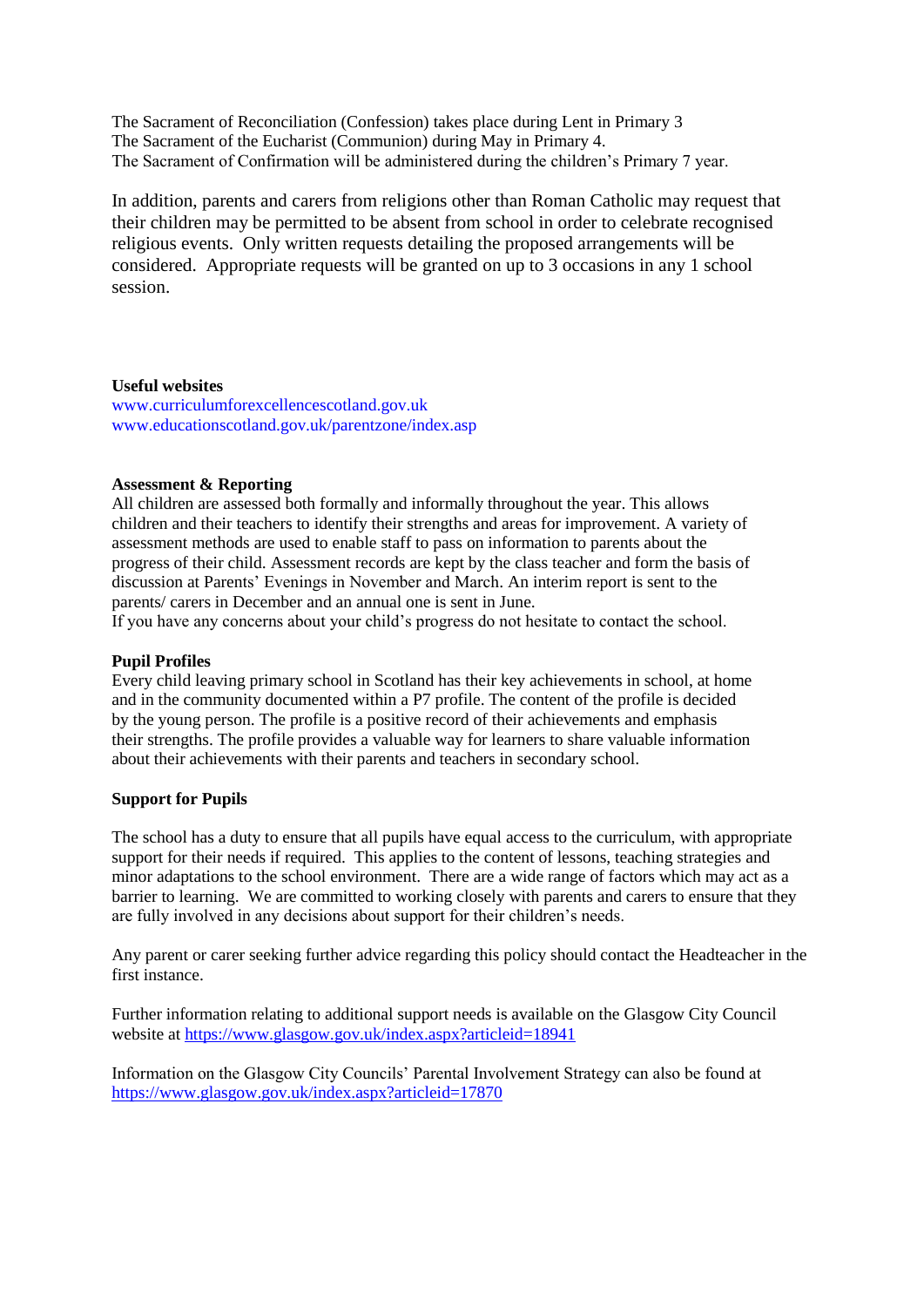The Sacrament of Reconciliation (Confession) takes place during Lent in Primary 3
The Sacrament of the Eucharist (Communion) during May in Primary 4.
The Sacrament of Confirmation will be administered during the children's Primary 7 year.

In addition, parents and carers from religions other than Roman Catholic may request that their children may be permitted to be absent from school in order to celebrate recognised religious events. Only written requests detailing the proposed arrangements will be considered. Appropriate requests will be granted on up to 3 occasions in any 1 school session.

**Useful websites**
www.curriculumforexcellencescotland.gov.uk
www.educationscotland.gov.uk/parentzone/index.asp

**Assessment & Reporting**
All children are assessed both formally and informally throughout the year. This allows children and their teachers to identify their strengths and areas for improvement. A variety of assessment methods are used to enable staff to pass on information to parents about the progress of their child. Assessment records are kept by the class teacher and form the basis of discussion at Parents' Evenings in November and March. An interim report is sent to the parents/ carers in December and an annual one is sent in June.
If you have any concerns about your child's progress do not hesitate to contact the school.

**Pupil Profiles**
Every child leaving primary school in Scotland has their key achievements in school, at home and in the community documented within a P7 profile. The content of the profile is decided by the young person. The profile is a positive record of their achievements and emphasis their strengths. The profile provides a valuable way for learners to share valuable information about their achievements with their parents and teachers in secondary school.

**Support for Pupils**

The school has a duty to ensure that all pupils have equal access to the curriculum, with appropriate support for their needs if required. This applies to the content of lessons, teaching strategies and minor adaptations to the school environment. There are a wide range of factors which may act as a barrier to learning. We are committed to working closely with parents and carers to ensure that they are fully involved in any decisions about support for their children's needs.

Any parent or carer seeking further advice regarding this policy should contact the Headteacher in the first instance.

Further information relating to additional support needs is available on the Glasgow City Council website at https://www.glasgow.gov.uk/index.aspx?articleid=18941

Information on the Glasgow City Councils' Parental Involvement Strategy can also be found at https://www.glasgow.gov.uk/index.aspx?articleid=17870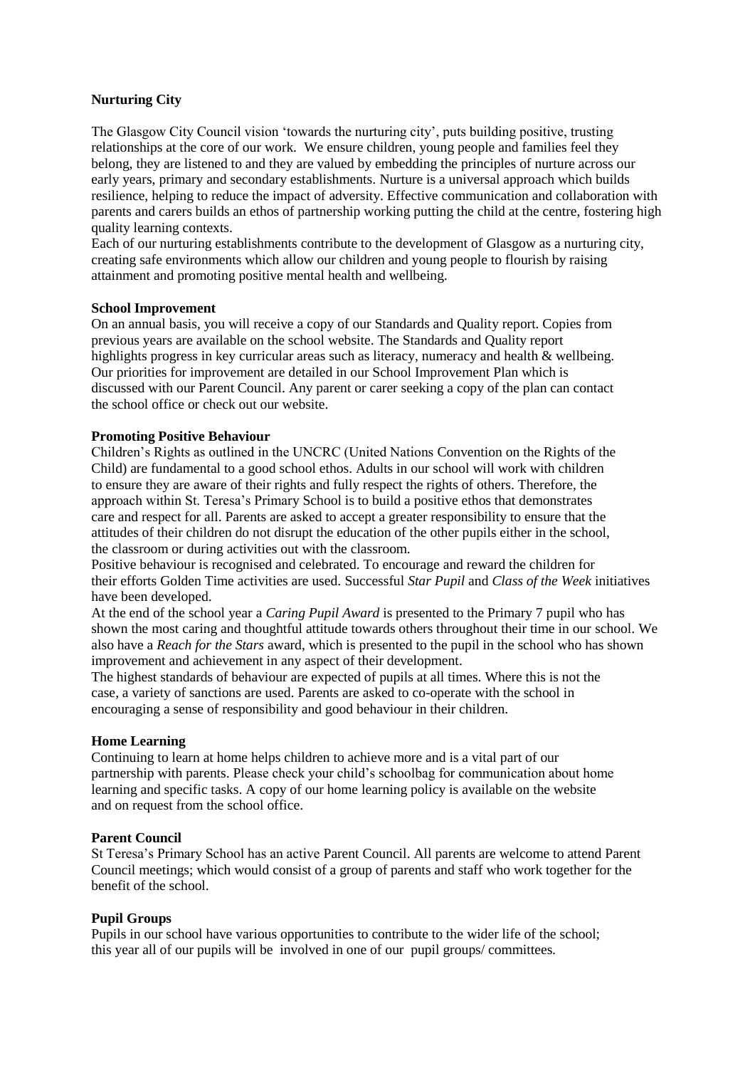**Nurturing City**

The Glasgow City Council vision 'towards the nurturing city', puts building positive, trusting relationships at the core of our work. We ensure children, young people and families feel they belong, they are listened to and they are valued by embedding the principles of nurture across our early years, primary and secondary establishments. Nurture is a universal approach which builds resilience, helping to reduce the impact of adversity. Effective communication and collaboration with parents and carers builds an ethos of partnership working putting the child at the centre, fostering high quality learning contexts.

Each of our nurturing establishments contribute to the development of Glasgow as a nurturing city, creating safe environments which allow our children and young people to flourish by raising attainment and promoting positive mental health and wellbeing.

**School Improvement**

On an annual basis, you will receive a copy of our Standards and Quality report. Copies from previous years are available on the school website. The Standards and Quality report highlights progress in key curricular areas such as literacy, numeracy and health & wellbeing. Our priorities for improvement are detailed in our School Improvement Plan which is discussed with our Parent Council. Any parent or carer seeking a copy of the plan can contact the school office or check out our website.

**Promoting Positive Behaviour**

Children's Rights as outlined in the UNCRC (United Nations Convention on the Rights of the Child) are fundamental to a good school ethos. Adults in our school will work with children to ensure they are aware of their rights and fully respect the rights of others. Therefore, the approach within St. Teresa's Primary School is to build a positive ethos that demonstrates care and respect for all. Parents are asked to accept a greater responsibility to ensure that the attitudes of their children do not disrupt the education of the other pupils either in the school, the classroom or during activities out with the classroom.

Positive behaviour is recognised and celebrated. To encourage and reward the children for their efforts Golden Time activities are used. Successful *Star Pupil* and *Class of the Week* initiatives have been developed.

At the end of the school year a *Caring Pupil Award* is presented to the Primary 7 pupil who has shown the most caring and thoughtful attitude towards others throughout their time in our school. We also have a *Reach for the Stars* award, which is presented to the pupil in the school who has shown improvement and achievement in any aspect of their development.

The highest standards of behaviour are expected of pupils at all times. Where this is not the case, a variety of sanctions are used. Parents are asked to co-operate with the school in encouraging a sense of responsibility and good behaviour in their children.

**Home Learning**

Continuing to learn at home helps children to achieve more and is a vital part of our partnership with parents. Please check your child's schoolbag for communication about home learning and specific tasks. A copy of our home learning policy is available on the website and on request from the school office.

**Parent Council**

St Teresa's Primary School has an active Parent Council. All parents are welcome to attend Parent Council meetings; which would consist of a group of parents and staff who work together for the benefit of the school.

**Pupil Groups**

Pupils in our school have various opportunities to contribute to the wider life of the school; this year all of our pupils will be involved in one of our pupil groups/ committees.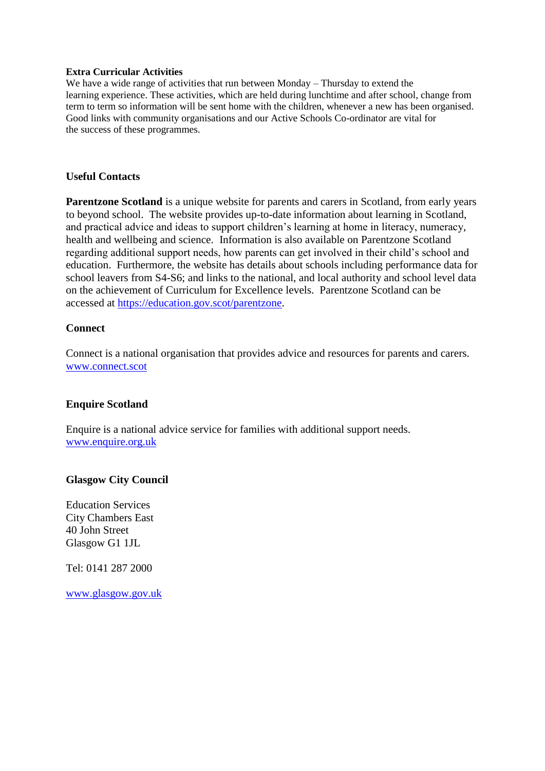**Extra Curricular Activities**

We have a wide range of activities that run between Monday – Thursday to extend the learning experience. These activities, which are held during lunchtime and after school, change from term to term so information will be sent home with the children, whenever a new has been organised. Good links with community organisations and our Active Schools Co-ordinator are vital for the success of these programmes.

## Useful Contacts

**Parentzone Scotland** is a unique website for parents and carers in Scotland, from early years to beyond school. The website provides up-to-date information about learning in Scotland, and practical advice and ideas to support children's learning at home in literacy, numeracy, health and wellbeing and science. Information is also available on Parentzone Scotland regarding additional support needs, how parents can get involved in their child's school and education. Furthermore, the website has details about schools including performance data for school leavers from S4-S6; and links to the national, and local authority and school level data on the achievement of Curriculum for Excellence levels. Parentzone Scotland can be accessed at https://education.gov.scot/parentzone.

### Connect

Connect is a national organisation that provides advice and resources for parents and carers.
www.connect.scot

### Enquire Scotland

Enquire is a national advice service for families with additional support needs.
www.enquire.org.uk

### Glasgow City Council

Education Services
City Chambers East
40 John Street
Glasgow G1 1JL

Tel: 0141 287 2000

www.glasgow.gov.uk